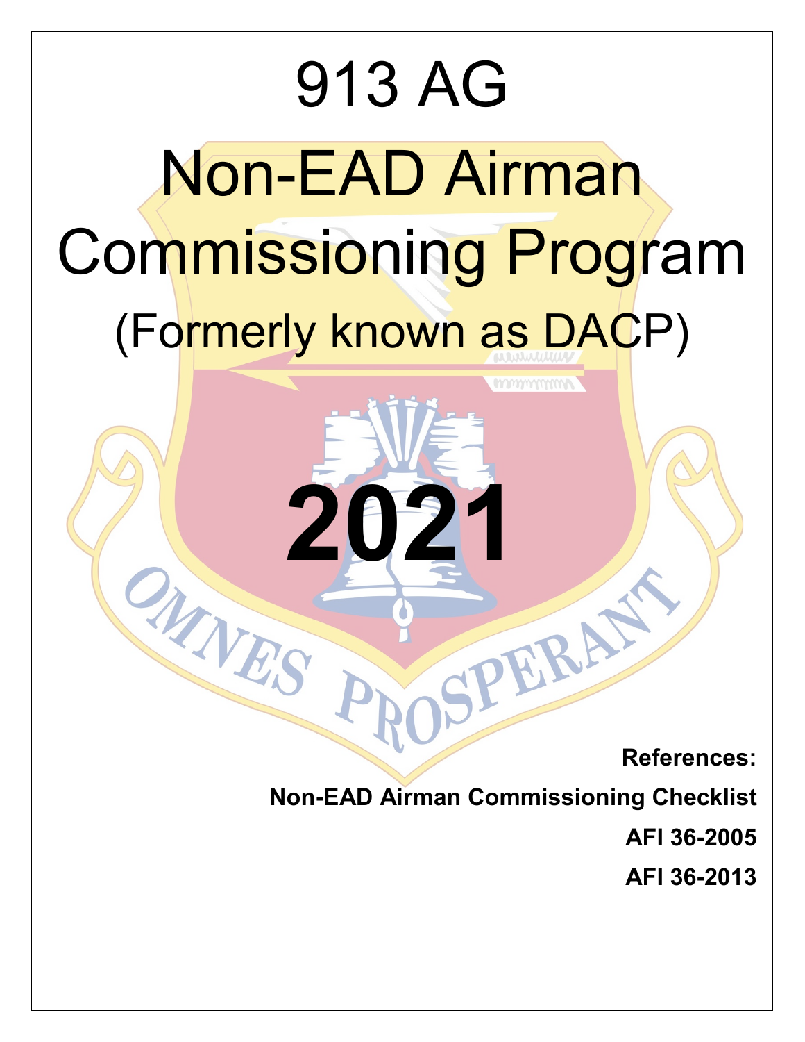# 913 AG

# Non-EAD Airman Commissioning Program

## (Formerly known as DACP)

# 2021

OMNES PROSPERANT

**References:**

**Non-EAD Airman Commissioning Checklist**

**AFI 36-2005**

**AFI 36-2013**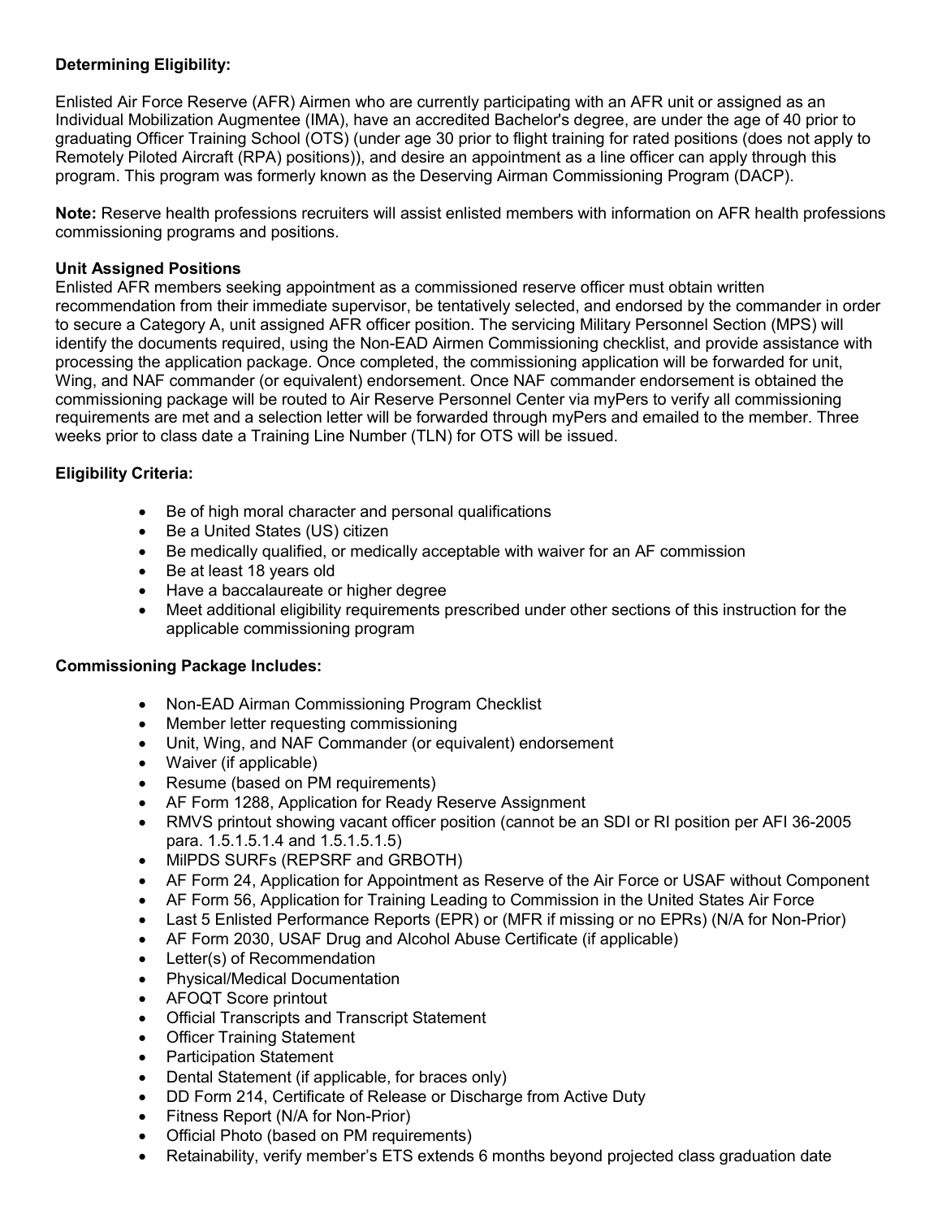**Determining Eligibility:**

Enlisted Air Force Reserve (AFR) Airmen who are currently participating with an AFR unit or assigned as an Individual Mobilization Augmentee (IMA), have an accredited Bachelor's degree, are under the age of 40 prior to graduating Officer Training School (OTS) (under age 30 prior to flight training for rated positions (does not apply to Remotely Piloted Aircraft (RPA) positions)), and desire an appointment as a line officer can apply through this program. This program was formerly known as the Deserving Airman Commissioning Program (DACP).

**Note:** Reserve health professions recruiters will assist enlisted members with information on AFR health professions commissioning programs and positions.

**Unit Assigned Positions**

Enlisted AFR members seeking appointment as a commissioned reserve officer must obtain written recommendation from their immediate supervisor, be tentatively selected, and endorsed by the commander in order to secure a Category A, unit assigned AFR officer position. The servicing Military Personnel Section (MPS) will identify the documents required, using the Non-EAD Airmen Commissioning checklist, and provide assistance with processing the application package. Once completed, the commissioning application will be forwarded for unit, Wing, and NAF commander (or equivalent) endorsement. Once NAF commander endorsement is obtained the commissioning package will be routed to Air Reserve Personnel Center via myPers to verify all commissioning requirements are met and a selection letter will be forwarded through myPers and emailed to the member. Three weeks prior to class date a Training Line Number (TLN) for OTS will be issued.

**Eligibility Criteria:**

- Be of high moral character and personal qualifications
- Be a United States (US) citizen
- Be medically qualified, or medically acceptable with waiver for an AF commission
- Be at least 18 years old
- Have a baccalaureate or higher degree
- Meet additional eligibility requirements prescribed under other sections of this instruction for the applicable commissioning program

**Commissioning Package Includes:**

- Non-EAD Airman Commissioning Program Checklist
- Member letter requesting commissioning
- Unit, Wing, and NAF Commander (or equivalent) endorsement
- Waiver (if applicable)
- Resume (based on PM requirements)
- AF Form 1288, Application for Ready Reserve Assignment
- RMVS printout showing vacant officer position (cannot be an SDI or RI position per AFI 36-2005 para. 1.5.1.5.1.4 and 1.5.1.5.1.5)
- MilPDS SURFs (REPSRF and GRBOTH)
- AF Form 24, Application for Appointment as Reserve of the Air Force or USAF without Component
- AF Form 56, Application for Training Leading to Commission in the United States Air Force
- Last 5 Enlisted Performance Reports (EPR) or (MFR if missing or no EPRs) (N/A for Non-Prior)
- AF Form 2030, USAF Drug and Alcohol Abuse Certificate (if applicable)
- Letter(s) of Recommendation
- Physical/Medical Documentation
- AFOQT Score printout
- Official Transcripts and Transcript Statement
- Officer Training Statement
- Participation Statement
- Dental Statement (if applicable, for braces only)
- DD Form 214, Certificate of Release or Discharge from Active Duty
- Fitness Report (N/A for Non-Prior)
- Official Photo (based on PM requirements)
- Retainability, verify member's ETS extends 6 months beyond projected class graduation date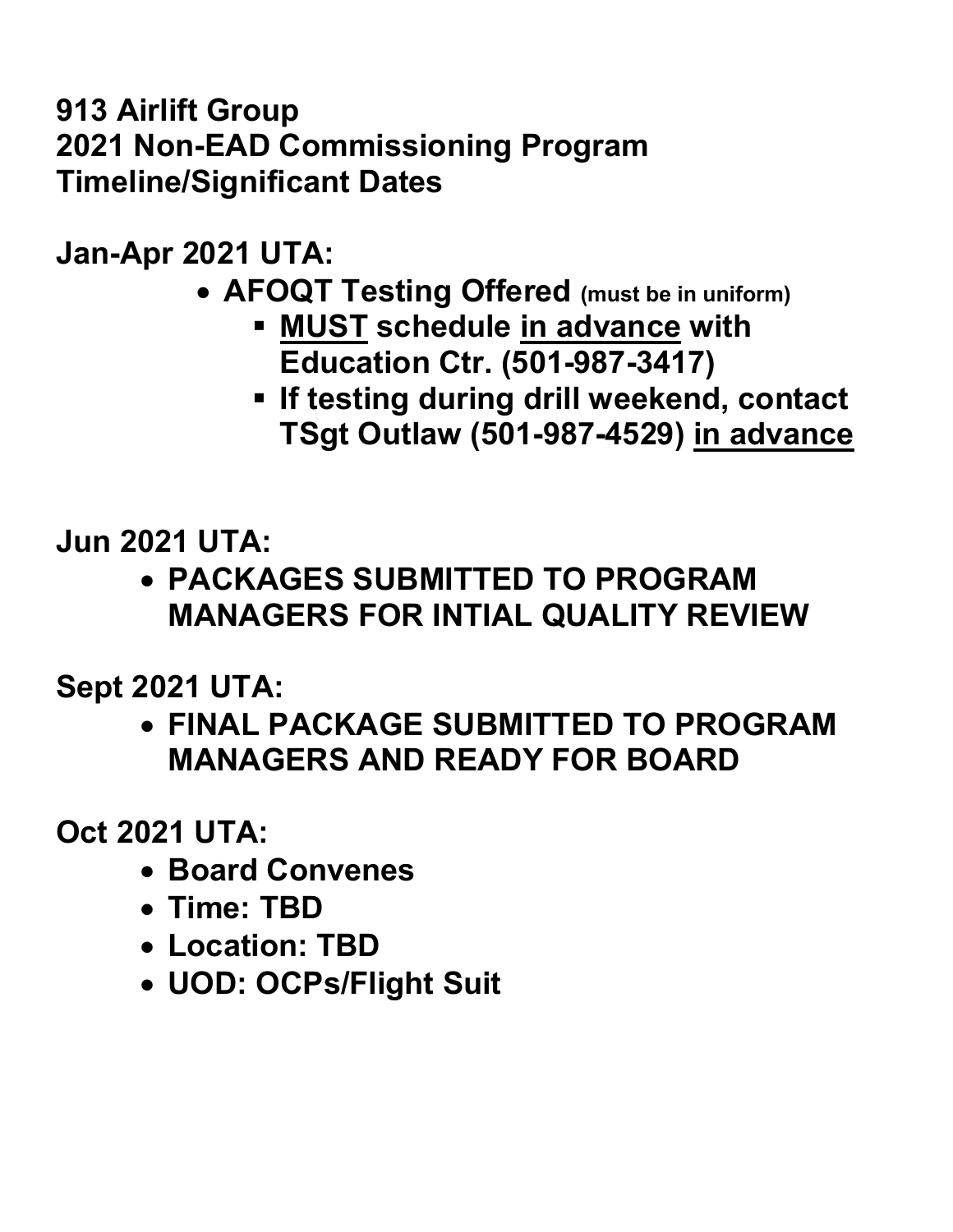**913 Airlift Group**
**2021 Non-EAD Commissioning Program**
**Timeline/Significant Dates**

**Jan-Apr 2021 UTA:**

- **AFOQT Testing Offered** (must be in uniform)
  - **MUST schedule in advance with Education Ctr. (501-987-3417)**
  - **If testing during drill weekend, contact TSgt Outlaw (501-987-4529) in advance**

**Jun 2021 UTA:**

- **PACKAGES SUBMITTED TO PROGRAM MANAGERS FOR INTIAL QUALITY REVIEW**

**Sept 2021 UTA:**

- **FINAL PACKAGE SUBMITTED TO PROGRAM MANAGERS AND READY FOR BOARD**

**Oct 2021 UTA:**

- **Board Convenes**
- **Time: TBD**
- **Location: TBD**
- **UOD: OCPs/Flight Suit**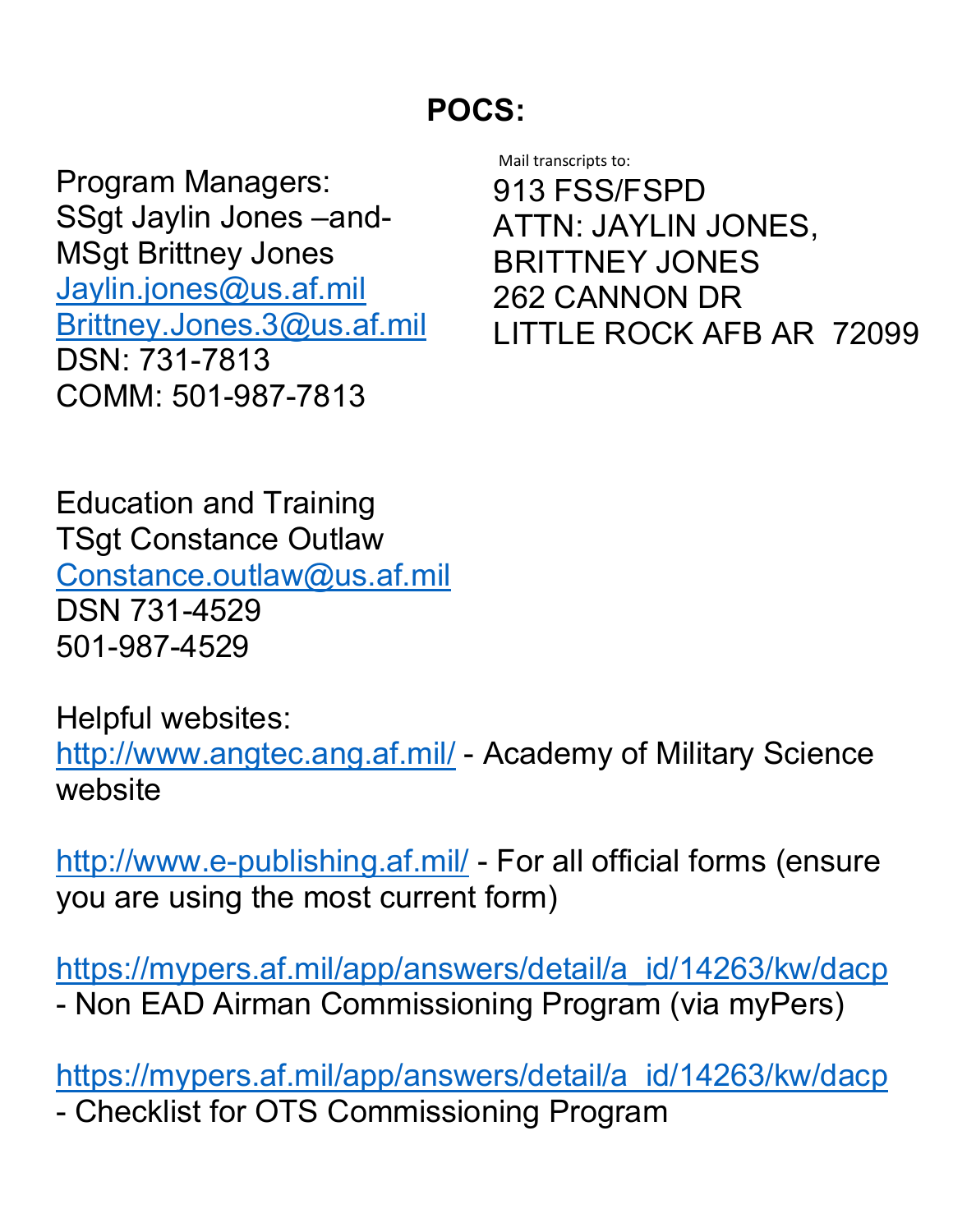# POCS:

Program Managers:
SSgt Jaylin Jones –and-
MSgt Brittney Jones
Jaylin.jones@us.af.mil
Brittney.Jones.3@us.af.mil
DSN: 731-7813
COMM: 501-987-7813

Mail transcripts to:

913 FSS/FSPD
ATTN: JAYLIN JONES,
BRITTNEY JONES
262 CANNON DR
LITTLE ROCK AFB AR 72099

Education and Training
TSgt Constance Outlaw
Constance.outlaw@us.af.mil
DSN 731-4529
501-987-4529

Helpful websites:
http://www.angtec.ang.af.mil/ - Academy of Military Science website

http://www.e-publishing.af.mil/ - For all official forms (ensure you are using the most current form)

https://mypers.af.mil/app/answers/detail/a_id/14263/kw/dacp - Non EAD Airman Commissioning Program (via myPers)

https://mypers.af.mil/app/answers/detail/a_id/14263/kw/dacp - Checklist for OTS Commissioning Program